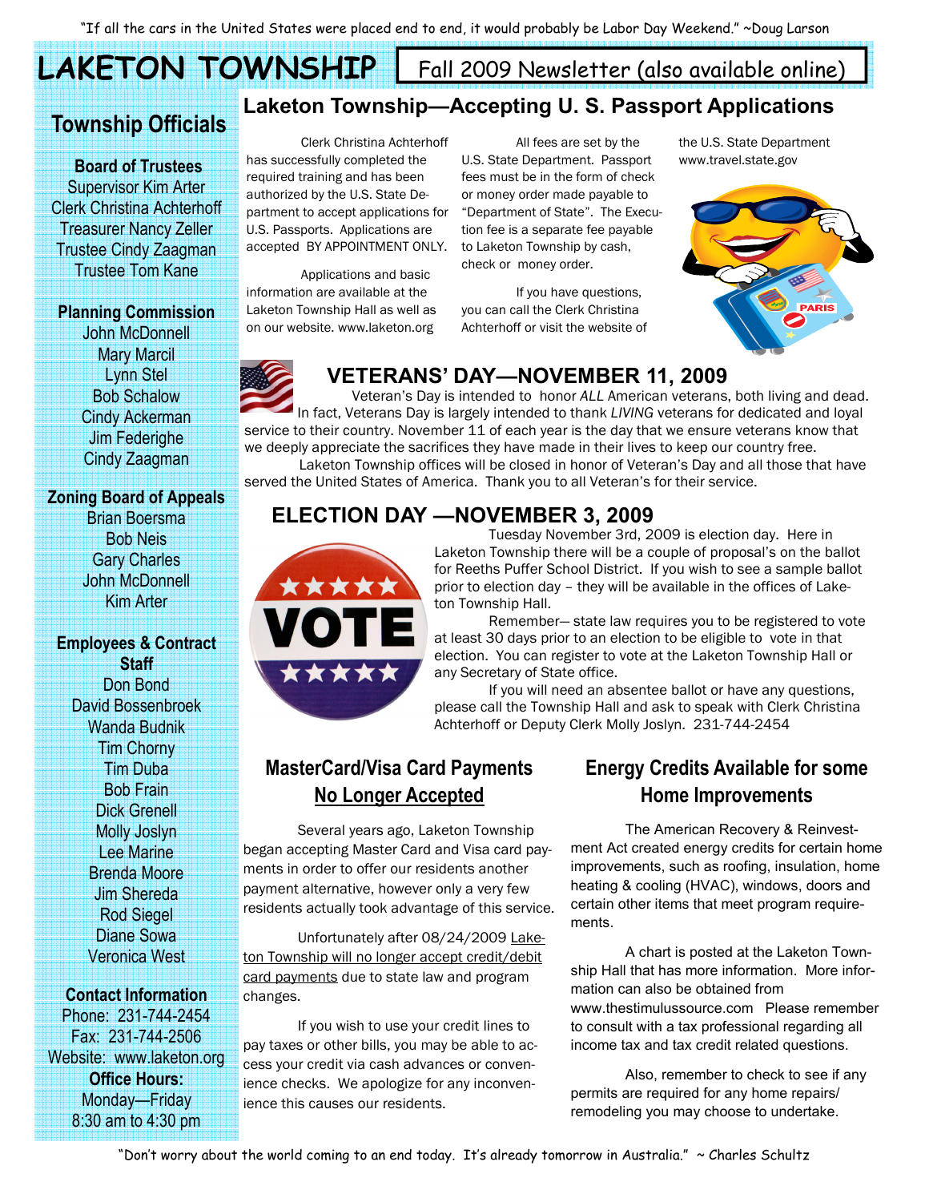"If all the cars in the United States were placed end to end, it would probably be Labor Day Weekend." ~Doug Larson

# LAKETON TOWNSHIP

Fall 2009 Newsletter (also available online)

## Township Officials

**Board of Trustees**
Supervisor Kim Arter
Clerk Christina Achterhoff
Treasurer Nancy Zeller
Trustee Cindy Zaagman
Trustee Tom Kane

**Planning Commission**
John McDonnell
Mary Marcil
Lynn Stel
Bob Schalow
Cindy Ackerman
Jim Federighe
Cindy Zaagman

**Zoning Board of Appeals**
Brian Boersma
Bob Neis
Gary Charles
John McDonnell
Kim Arter

**Employees & Contract Staff**
Don Bond
David Bossenbroek
Wanda Budnik
Tim Chorny
Tim Duba
Bob Frain
Dick Grenell
Molly Joslyn
Lee Marine
Brenda Moore
Jim Shereda
Rod Siegel
Diane Sowa
Veronica West

**Contact Information**
Phone: 231-744-2454
Fax: 231-744-2506
Website: www.laketon.org
**Office Hours:**
Monday—Friday
8:30 am to 4:30 pm

## Laketon Township—Accepting U. S. Passport Applications

Clerk Christina Achterhoff has successfully completed the required training and has been authorized by the U.S. State Department to accept applications for U.S. Passports. Applications are accepted BY APPOINTMENT ONLY.

Applications and basic information are available at the Laketon Township Hall as well as on our website. www.laketon.org

All fees are set by the U.S. State Department. Passport fees must be in the form of check or money order made payable to "Department of State". The Execution fee is a separate fee payable to Laketon Township by cash, check or money order.

If you have questions, you can call the Clerk Christina Achterhoff or visit the website of the U.S. State Department www.travel.state.gov

## VETERANS' DAY—NOVEMBER 11, 2009

Veteran's Day is intended to honor *ALL* American veterans, both living and dead. In fact, Veterans Day is largely intended to thank *LIVING* veterans for dedicated and loyal service to their country. November 11 of each year is the day that we ensure veterans know that we deeply appreciate the sacrifices they have made in their lives to keep our country free.

Laketon Township offices will be closed in honor of Veteran's Day and all those that have served the United States of America. Thank you to all Veteran's for their service.

## ELECTION DAY —NOVEMBER 3, 2009

Tuesday November 3rd, 2009 is election day. Here in Laketon Township there will be a couple of proposal's on the ballot for Reeths Puffer School District. If you wish to see a sample ballot prior to election day – they will be available in the offices of Laketon Township Hall.

Remember— state law requires you to be registered to vote at least 30 days prior to an election to be eligible to vote in that election. You can register to vote at the Laketon Township Hall or any Secretary of State office.

If you will need an absentee ballot or have any questions, please call the Township Hall and ask to speak with Clerk Christina Achterhoff or Deputy Clerk Molly Joslyn. 231-744-2454

## MasterCard/Visa Card Payments No Longer Accepted

Several years ago, Laketon Township began accepting Master Card and Visa card payments in order to offer our residents another payment alternative, however only a very few residents actually took advantage of this service.

Unfortunately after 08/24/2009 Laketon Township will no longer accept credit/debit card payments due to state law and program changes.

If you wish to use your credit lines to pay taxes or other bills, you may be able to access your credit via cash advances or convenience checks. We apologize for any inconvenience this causes our residents.

## Energy Credits Available for some Home Improvements

The American Recovery & Reinvestment Act created energy credits for certain home improvements, such as roofing, insulation, home heating & cooling (HVAC), windows, doors and certain other items that meet program requirements.

A chart is posted at the Laketon Township Hall that has more information. More information can also be obtained from www.thestimulussource.com Please remember to consult with a tax professional regarding all income tax and tax credit related questions.

Also, remember to check to see if any permits are required for any home repairs/ remodeling you may choose to undertake.

"Don't worry about the world coming to an end today. It's already tomorrow in Australia." ~ Charles Schultz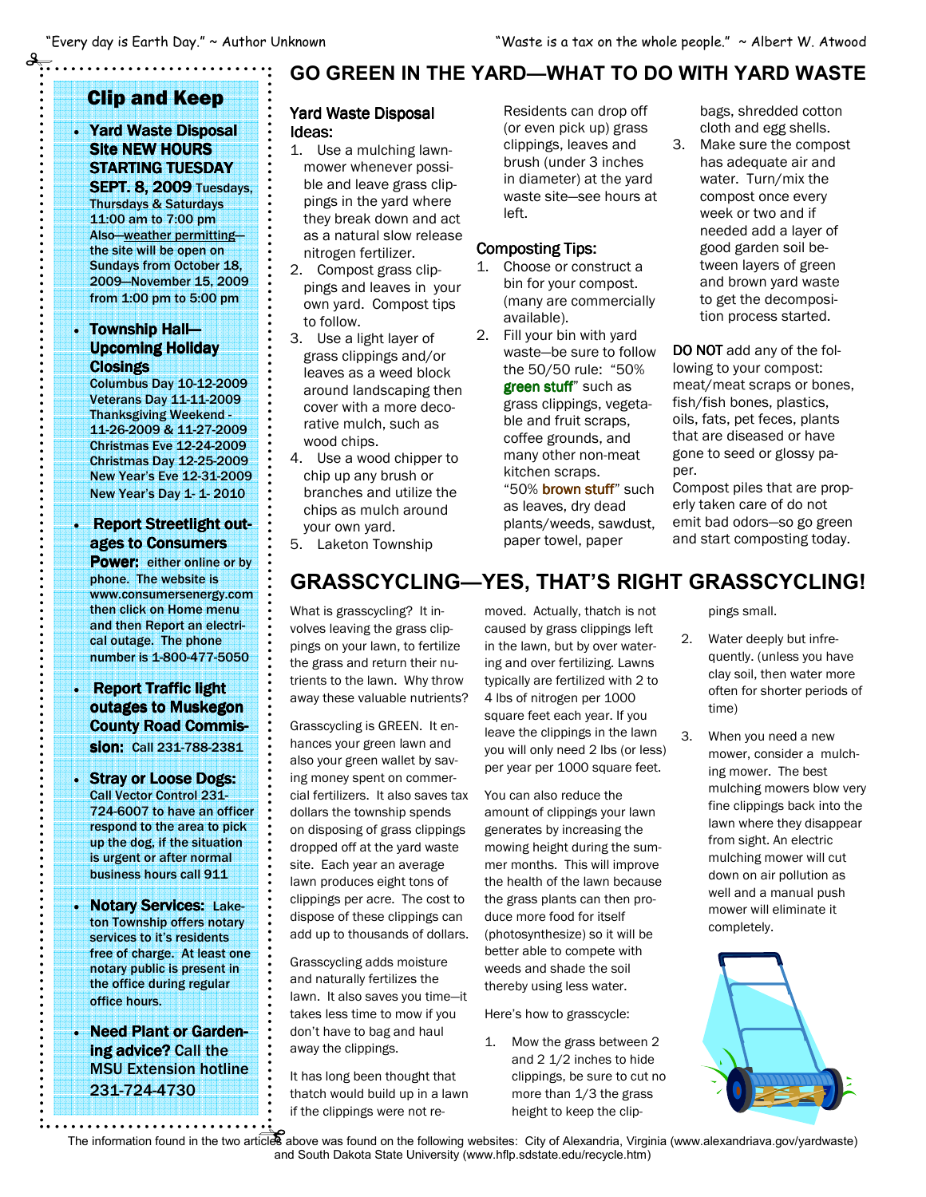"Every day is Earth Day." ~ Author Unknown

"Waste is a tax on the whole people." ~ Albert W. Atwood

## Clip and Keep

- **Yard Waste Disposal Site NEW HOURS STARTING TUESDAY SEPT. 8, 2009** Tuesdays, Thursdays & Saturdays 11:00 am to 7:00 pm Also—weather permitting—the site will be open on Sundays from October 18, 2009—November 15, 2009 from 1:00 pm to 5:00 pm
- **Township Hall—Upcoming Holiday Closings**
  Columbus Day 10-12-2009
  Veterans Day 11-11-2009
  Thanksgiving Weekend - 11-26-2009 & 11-27-2009
  Christmas Eve 12-24-2009
  Christmas Day 12-25-2009
  New Year's Eve 12-31-2009
  New Year's Day 1- 1- 2010
- **Report Streetlight outages to Consumers Power:** either online or by phone. The website is www.consumersenergy.com then click on Home menu and then Report an electrical outage. The phone number is 1-800-477-5050
- **Report Traffic light outages to Muskegon County Road Commission:** Call 231-788-2381
- **Stray or Loose Dogs:** Call Vector Control 231-724-6007 to have an officer respond to the area to pick up the dog, if the situation is urgent or after normal business hours call 911
- **Notary Services:** Laketon Township offers notary services to it's residents free of charge. At least one notary public is present in the office during regular office hours.
- **Need Plant or Gardening advice?** Call the MSU Extension hotline 231-724-4730

## GO GREEN IN THE YARD—WHAT TO DO WITH YARD WASTE

### Yard Waste Disposal Ideas:

1. Use a mulching lawnmower whenever possible and leave grass clippings in the yard where they break down and act as a natural slow release nitrogen fertilizer.
2. Compost grass clippings and leaves in your own yard. Compost tips to follow.
3. Use a light layer of grass clippings and/or leaves as a weed block around landscaping then cover with a more decorative mulch, such as wood chips.
4. Use a wood chipper to chip up any brush or branches and utilize the chips as mulch around your own yard.
5. Laketon Township Residents can drop off (or even pick up) grass clippings, leaves and brush (under 3 inches in diameter) at the yard waste site—see hours at left.

### Composting Tips:

1. Choose or construct a bin for your compost. (many are commercially available).
2. Fill your bin with yard waste—be sure to follow the 50/50 rule: "50% **green stuff**" such as grass clippings, vegetable and fruit scraps, coffee grounds, and many other non-meat kitchen scraps. "50% **brown stuff**" such as leaves, dry dead plants/weeds, sawdust, paper towel, paper bags, shredded cotton cloth and egg shells.
3. Make sure the compost has adequate air and water. Turn/mix the compost once every week or two and if needed add a layer of good garden soil between layers of green and brown yard waste to get the decomposition process started.

DO NOT add any of the following to your compost: meat/meat scraps or bones, fish/fish bones, plastics, oils, fats, pet feces, plants that are diseased or have gone to seed or glossy paper.

Compost piles that are properly taken care of do not emit bad odors—so go green and start composting today.

## GRASSCYCLING—YES, THAT'S RIGHT GRASSCYCLING!

What is grasscycling? It involves leaving the grass clippings on your lawn, to fertilize the grass and return their nutrients to the lawn. Why throw away these valuable nutrients?

Grasscycling is GREEN. It enhances your green lawn and also your green wallet by saving money spent on commercial fertilizers. It also saves tax dollars the township spends on disposing of grass clippings dropped off at the yard waste site. Each year an average lawn produces eight tons of clippings per acre. The cost to dispose of these clippings can add up to thousands of dollars.

Grasscycling adds moisture and naturally fertilizes the lawn. It also saves you time—it takes less time to mow if you don't have to bag and haul away the clippings.

It has long been thought that thatch would build up in a lawn if the clippings were not removed. Actually, thatch is not caused by grass clippings left in the lawn, but by over watering and over fertilizing. Lawns typically are fertilized with 2 to 4 lbs of nitrogen per 1000 square feet each year. If you leave the clippings in the lawn you will only need 2 lbs (or less) per year per 1000 square feet.

You can also reduce the amount of clippings your lawn generates by increasing the mowing height during the summer months. This will improve the health of the lawn because the grass plants can then produce more food for itself (photosynthesize) so it will be better able to compete with weeds and shade the soil thereby using less water.

Here's how to grasscycle:

1. Mow the grass between 2 and 2 1/2 inches to hide clippings, be sure to cut no more than 1/3 the grass height to keep the clippings small.
2. Water deeply but infrequently. (unless you have clay soil, then water more often for shorter periods of time)
3. When you need a new mower, consider a mulching mower. The best mulching mowers blow very fine clippings back into the lawn where they disappear from sight. An electric mulching mower will cut down on air pollution as well and a manual push mower will eliminate it completely.

The information found in the two articles above was found on the following websites: City of Alexandria, Virginia (www.alexandriava.gov/yardwaste) and South Dakota State University (www.hflp.sdstate.edu/recycle.htm)